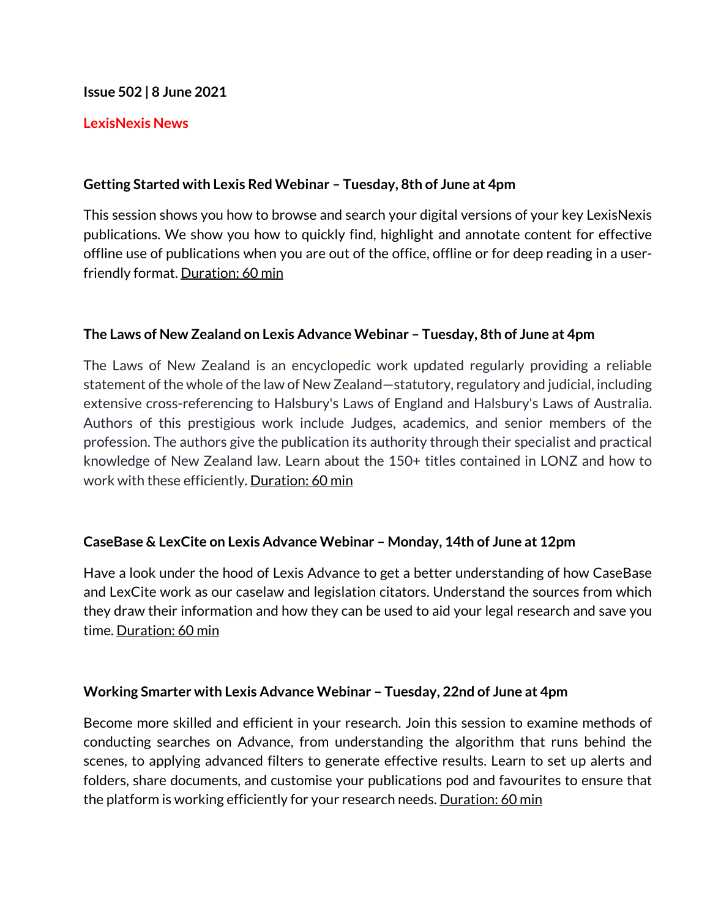**Issue 502 | 8 June 2021**

## LexisNexis News

### Getting Started with Lexis Red Webinar – Tuesday, 8th of June at 4pm

This session shows you how to browse and search your digital versions of your key LexisNexis publications. We show you how to quickly find, highlight and annotate content for effective offline use of publications when you are out of the office, offline or for deep reading in a user-friendly format. Duration: 60 min

### The Laws of New Zealand on Lexis Advance Webinar – Tuesday, 8th of June at 4pm

The Laws of New Zealand is an encyclopedic work updated regularly providing a reliable statement of the whole of the law of New Zealand—statutory, regulatory and judicial, including extensive cross-referencing to Halsbury's Laws of England and Halsbury's Laws of Australia. Authors of this prestigious work include Judges, academics, and senior members of the profession. The authors give the publication its authority through their specialist and practical knowledge of New Zealand law. Learn about the 150+ titles contained in LONZ and how to work with these efficiently. Duration: 60 min

### CaseBase & LexCite on Lexis Advance Webinar – Monday, 14th of June at 12pm

Have a look under the hood of Lexis Advance to get a better understanding of how CaseBase and LexCite work as our caselaw and legislation citators. Understand the sources from which they draw their information and how they can be used to aid your legal research and save you time. Duration: 60 min

### Working Smarter with Lexis Advance Webinar – Tuesday, 22nd of June at 4pm

Become more skilled and efficient in your research. Join this session to examine methods of conducting searches on Advance, from understanding the algorithm that runs behind the scenes, to applying advanced filters to generate effective results. Learn to set up alerts and folders, share documents, and customise your publications pod and favourites to ensure that the platform is working efficiently for your research needs. Duration: 60 min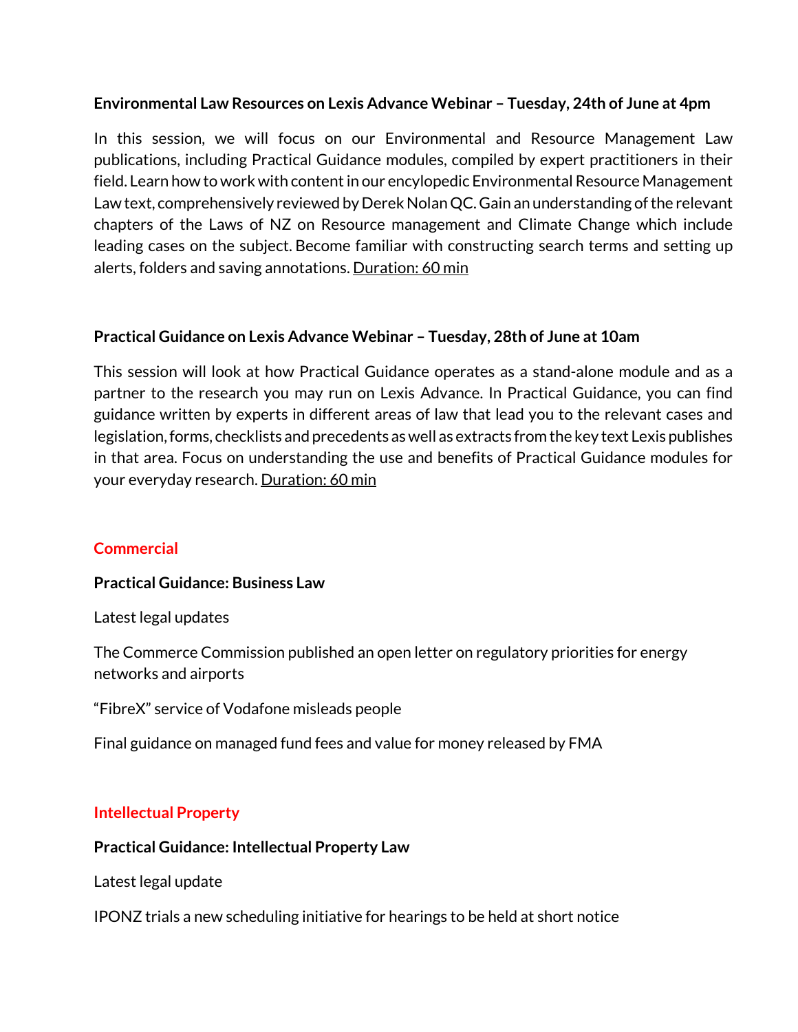**Environmental Law Resources on Lexis Advance Webinar – Tuesday, 24th of June at 4pm**

In this session, we will focus on our Environmental and Resource Management Law publications, including Practical Guidance modules, compiled by expert practitioners in their field. Learn how to work with content in our encylopedic Environmental Resource Management Law text, comprehensively reviewed by Derek Nolan QC. Gain an understanding of the relevant chapters of the Laws of NZ on Resource management and Climate Change which include leading cases on the subject. Become familiar with constructing search terms and setting up alerts, folders and saving annotations. <u>Duration: 60 min</u>

**Practical Guidance on Lexis Advance Webinar – Tuesday, 28th of June at 10am**

This session will look at how Practical Guidance operates as a stand-alone module and as a partner to the research you may run on Lexis Advance. In Practical Guidance, you can find guidance written by experts in different areas of law that lead you to the relevant cases and legislation, forms, checklists and precedents as well as extracts from the key text Lexis publishes in that area. Focus on understanding the use and benefits of Practical Guidance modules for your everyday research. <u>Duration: 60 min</u>

## Commercial

**Practical Guidance: Business Law**

Latest legal updates

The Commerce Commission published an open letter on regulatory priorities for energy networks and airports

"FibreX" service of Vodafone misleads people

Final guidance on managed fund fees and value for money released by FMA

## Intellectual Property

**Practical Guidance: Intellectual Property Law**

Latest legal update

IPONZ trials a new scheduling initiative for hearings to be held at short notice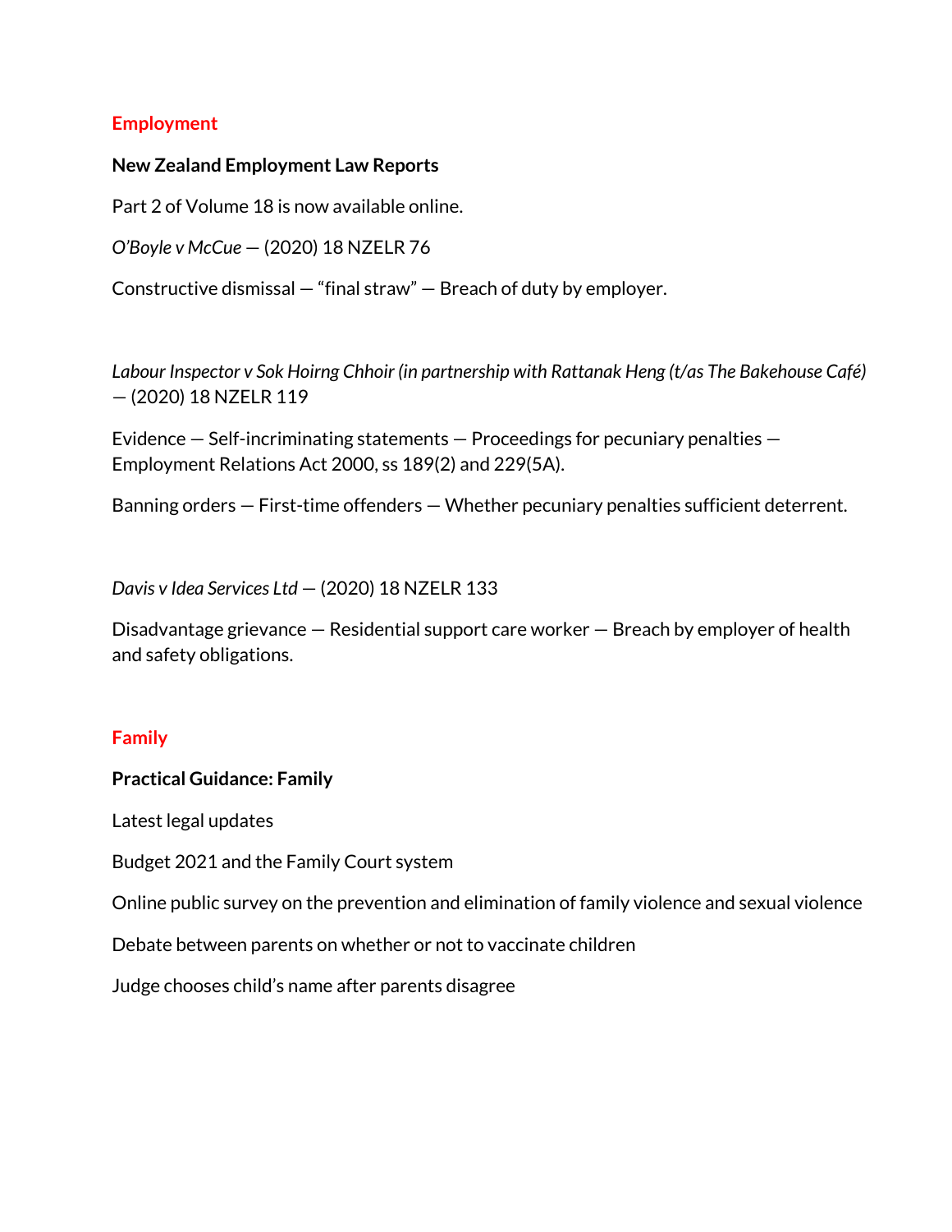## Employment

### New Zealand Employment Law Reports

Part 2 of Volume 18 is now available online.

*O'Boyle v McCue* — (2020) 18 NZELR 76

Constructive dismissal — "final straw" — Breach of duty by employer.

*Labour Inspector v Sok Hoirng Chhoir (in partnership with Rattanak Heng (t/as The Bakehouse Café)* — (2020) 18 NZELR 119

Evidence — Self-incriminating statements — Proceedings for pecuniary penalties — Employment Relations Act 2000, ss 189(2) and 229(5A).

Banning orders — First-time offenders — Whether pecuniary penalties sufficient deterrent.

*Davis v Idea Services Ltd* — (2020) 18 NZELR 133

Disadvantage grievance — Residential support care worker — Breach by employer of health and safety obligations.

## Family

### Practical Guidance: Family

Latest legal updates

Budget 2021 and the Family Court system

Online public survey on the prevention and elimination of family violence and sexual violence

Debate between parents on whether or not to vaccinate children

Judge chooses child's name after parents disagree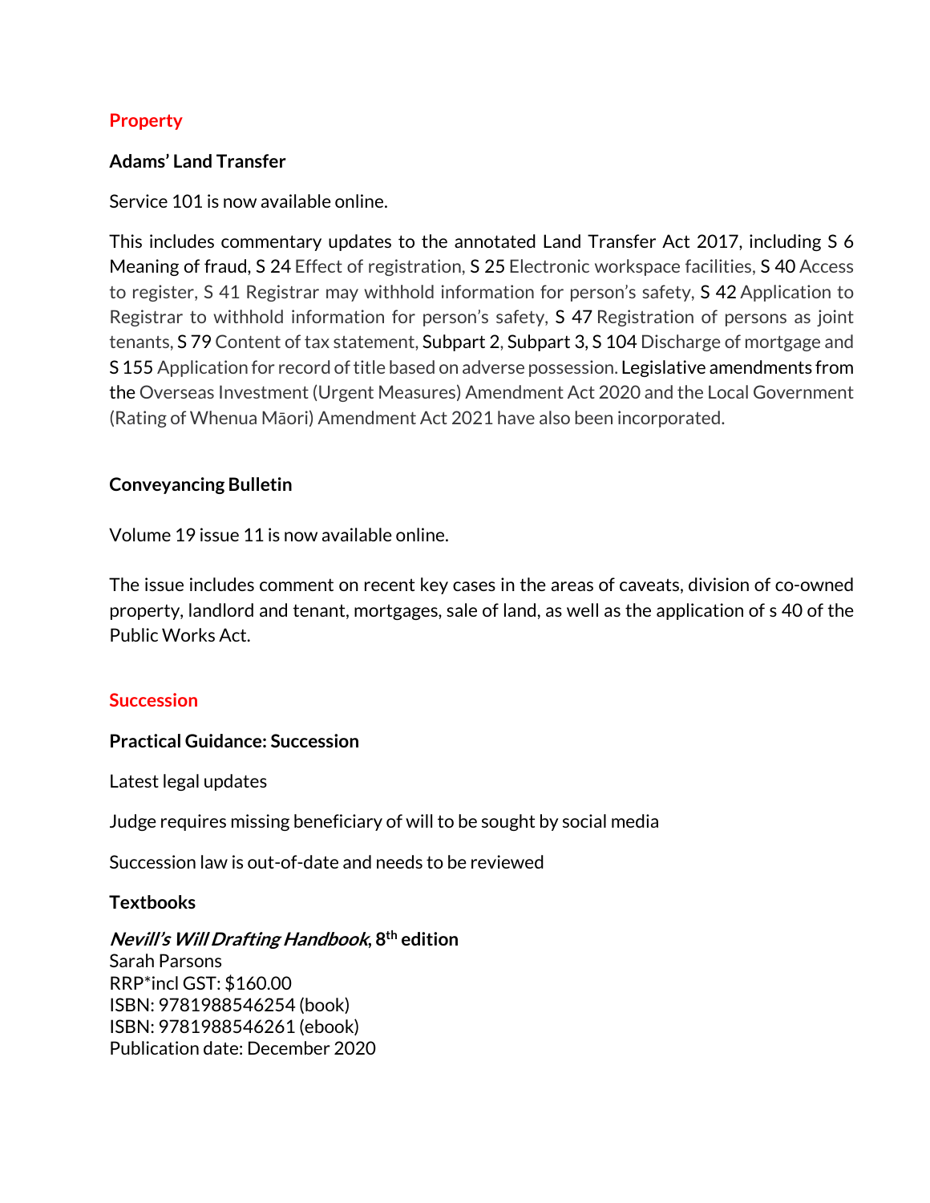## Property

### Adams' Land Transfer

Service 101 is now available online.

This includes commentary updates to the annotated Land Transfer Act 2017, including S 6 Meaning of fraud, S 24 Effect of registration, S 25 Electronic workspace facilities, S 40 Access to register, S 41 Registrar may withhold information for person's safety, S 42 Application to Registrar to withhold information for person's safety, S 47 Registration of persons as joint tenants, S 79 Content of tax statement, Subpart 2, Subpart 3, S 104 Discharge of mortgage and S 155 Application for record of title based on adverse possession. Legislative amendments from the Overseas Investment (Urgent Measures) Amendment Act 2020 and the Local Government (Rating of Whenua Māori) Amendment Act 2021 have also been incorporated.

### Conveyancing Bulletin

Volume 19 issue 11 is now available online.

The issue includes comment on recent key cases in the areas of caveats, division of co-owned property, landlord and tenant, mortgages, sale of land, as well as the application of s 40 of the Public Works Act.

## Succession

### Practical Guidance: Succession

Latest legal updates

Judge requires missing beneficiary of will to be sought by social media

Succession law is out-of-date and needs to be reviewed

### Textbooks

***Nevill's Will Drafting Handbook*, 8th edition**
Sarah Parsons
RRP*incl GST: $160.00
ISBN: 9781988546254 (book)
ISBN: 9781988546261 (ebook)
Publication date: December 2020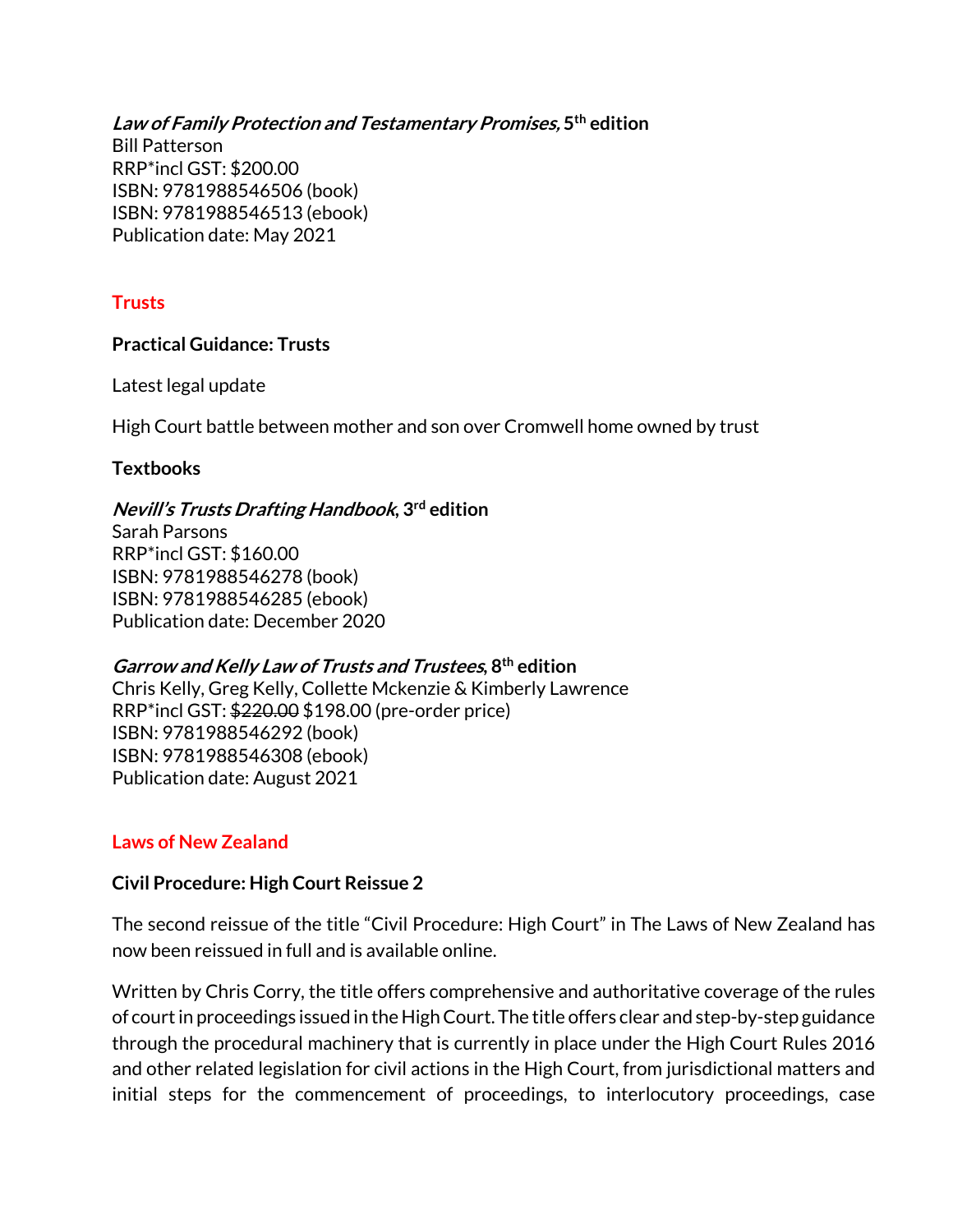***Law of Family Protection and Testamentary Promises*, 5th edition**
Bill Patterson
RRP*incl GST: $200.00
ISBN: 9781988546506 (book)
ISBN: 9781988546513 (ebook)
Publication date: May 2021

## Trusts

**Practical Guidance: Trusts**

Latest legal update

High Court battle between mother and son over Cromwell home owned by trust

**Textbooks**

***Nevill's Trusts Drafting Handbook*, 3rd edition**
Sarah Parsons
RRP*incl GST: $160.00
ISBN: 9781988546278 (book)
ISBN: 9781988546285 (ebook)
Publication date: December 2020

***Garrow and Kelly Law of Trusts and Trustees*, 8th edition**
Chris Kelly, Greg Kelly, Collette Mckenzie & Kimberly Lawrence
RRP*incl GST: ~~$220.00~~ $198.00 (pre-order price)
ISBN: 9781988546292 (book)
ISBN: 9781988546308 (ebook)
Publication date: August 2021

## Laws of New Zealand

**Civil Procedure: High Court Reissue 2**

The second reissue of the title "Civil Procedure: High Court" in The Laws of New Zealand has now been reissued in full and is available online.

Written by Chris Corry, the title offers comprehensive and authoritative coverage of the rules of court in proceedings issued in the High Court. The title offers clear and step-by-step guidance through the procedural machinery that is currently in place under the High Court Rules 2016 and other related legislation for civil actions in the High Court, from jurisdictional matters and initial steps for the commencement of proceedings, to interlocutory proceedings, case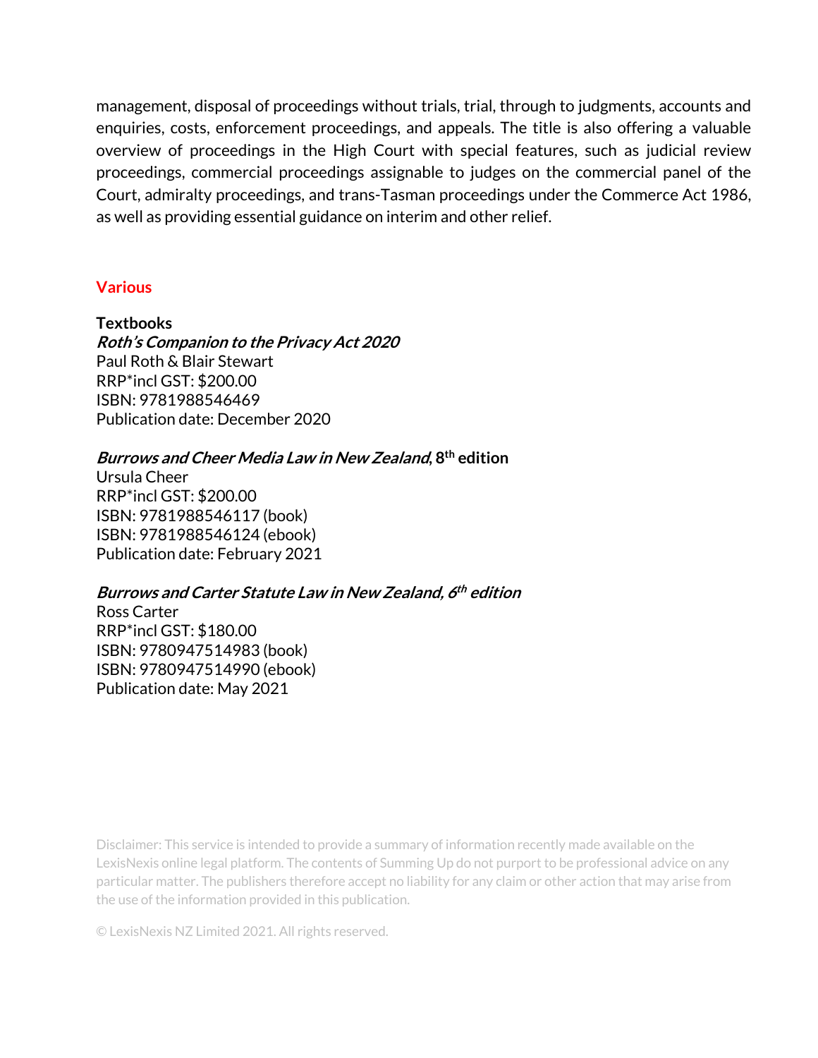management, disposal of proceedings without trials, trial, through to judgments, accounts and enquiries, costs, enforcement proceedings, and appeals. The title is also offering a valuable overview of proceedings in the High Court with special features, such as judicial review proceedings, commercial proceedings assignable to judges on the commercial panel of the Court, admiralty proceedings, and trans-Tasman proceedings under the Commerce Act 1986, as well as providing essential guidance on interim and other relief.

## Various

**Textbooks**

***Roth's Companion to the Privacy Act 2020***
Paul Roth & Blair Stewart
RRP*incl GST: $200.00
ISBN: 9781988546469
Publication date: December 2020

***Burrows and Cheer Media Law in New Zealand*, 8th edition**
Ursula Cheer
RRP*incl GST: $200.00
ISBN: 9781988546117 (book)
ISBN: 9781988546124 (ebook)
Publication date: February 2021

***Burrows and Carter Statute Law in New Zealand, 6th edition***
Ross Carter
RRP*incl GST: $180.00
ISBN: 9780947514983 (book)
ISBN: 9780947514990 (ebook)
Publication date: May 2021

Disclaimer: This service is intended to provide a summary of information recently made available on the LexisNexis online legal platform. The contents of Summing Up do not purport to be professional advice on any particular matter. The publishers therefore accept no liability for any claim or other action that may arise from the use of the information provided in this publication.

© LexisNexis NZ Limited 2021. All rights reserved.